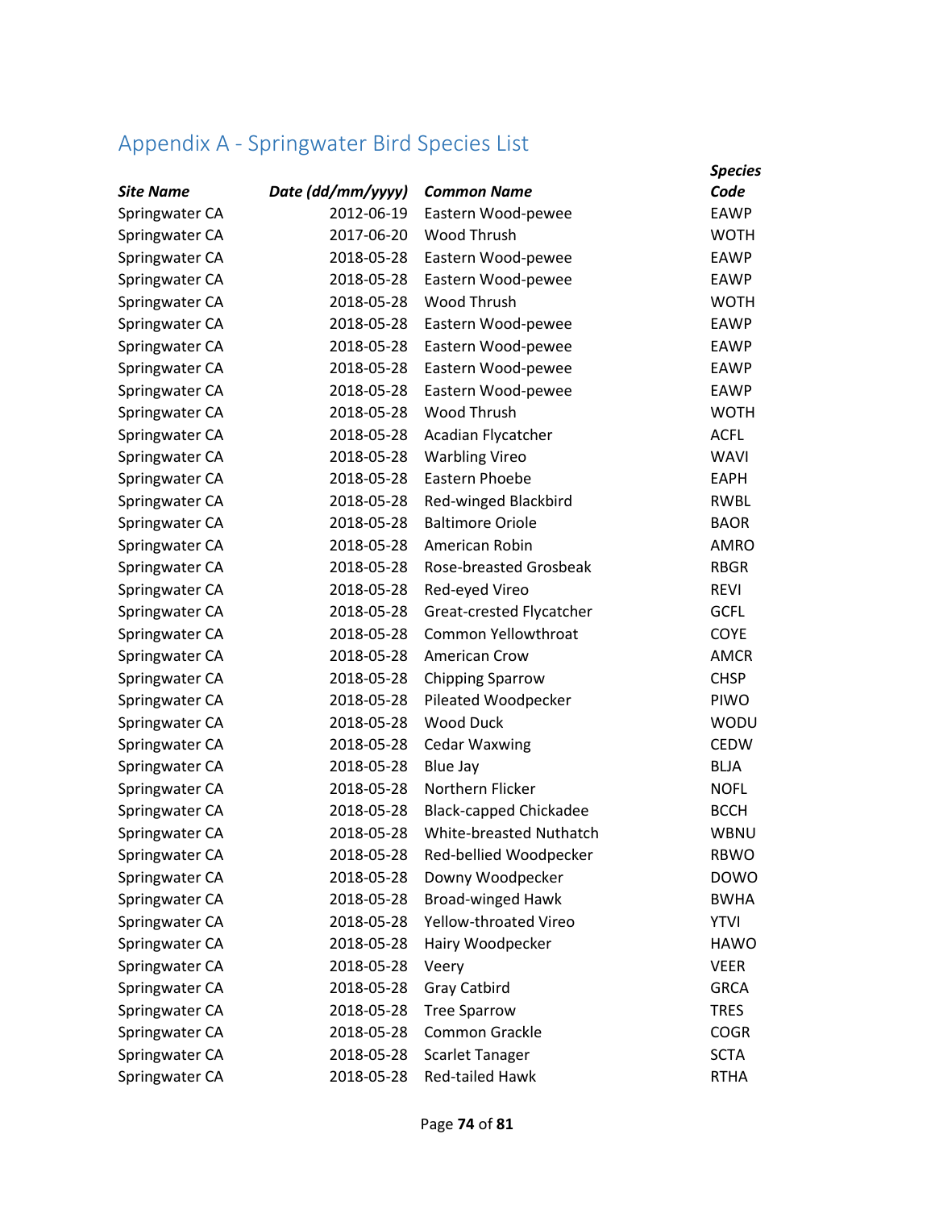## Appendix A - Springwater Bird Species List

| Site Name | Date (dd/mm/yyyy) | Common Name | Species Code |
|---|---|---|---|
| Springwater CA | 2012-06-19 | Eastern Wood-pewee | EAWP |
| Springwater CA | 2017-06-20 | Wood Thrush | WOTH |
| Springwater CA | 2018-05-28 | Eastern Wood-pewee | EAWP |
| Springwater CA | 2018-05-28 | Eastern Wood-pewee | EAWP |
| Springwater CA | 2018-05-28 | Wood Thrush | WOTH |
| Springwater CA | 2018-05-28 | Eastern Wood-pewee | EAWP |
| Springwater CA | 2018-05-28 | Eastern Wood-pewee | EAWP |
| Springwater CA | 2018-05-28 | Eastern Wood-pewee | EAWP |
| Springwater CA | 2018-05-28 | Eastern Wood-pewee | EAWP |
| Springwater CA | 2018-05-28 | Wood Thrush | WOTH |
| Springwater CA | 2018-05-28 | Acadian Flycatcher | ACFL |
| Springwater CA | 2018-05-28 | Warbling Vireo | WAVI |
| Springwater CA | 2018-05-28 | Eastern Phoebe | EAPH |
| Springwater CA | 2018-05-28 | Red-winged Blackbird | RWBL |
| Springwater CA | 2018-05-28 | Baltimore Oriole | BAOR |
| Springwater CA | 2018-05-28 | American Robin | AMRO |
| Springwater CA | 2018-05-28 | Rose-breasted Grosbeak | RBGR |
| Springwater CA | 2018-05-28 | Red-eyed Vireo | REVI |
| Springwater CA | 2018-05-28 | Great-crested Flycatcher | GCFL |
| Springwater CA | 2018-05-28 | Common Yellowthroat | COYE |
| Springwater CA | 2018-05-28 | American Crow | AMCR |
| Springwater CA | 2018-05-28 | Chipping Sparrow | CHSP |
| Springwater CA | 2018-05-28 | Pileated Woodpecker | PIWO |
| Springwater CA | 2018-05-28 | Wood Duck | WODU |
| Springwater CA | 2018-05-28 | Cedar Waxwing | CEDW |
| Springwater CA | 2018-05-28 | Blue Jay | BLJA |
| Springwater CA | 2018-05-28 | Northern Flicker | NOFL |
| Springwater CA | 2018-05-28 | Black-capped Chickadee | BCCH |
| Springwater CA | 2018-05-28 | White-breasted Nuthatch | WBNU |
| Springwater CA | 2018-05-28 | Red-bellied Woodpecker | RBWO |
| Springwater CA | 2018-05-28 | Downy Woodpecker | DOWO |
| Springwater CA | 2018-05-28 | Broad-winged Hawk | BWHA |
| Springwater CA | 2018-05-28 | Yellow-throated Vireo | YTVI |
| Springwater CA | 2018-05-28 | Hairy Woodpecker | HAWO |
| Springwater CA | 2018-05-28 | Veery | VEER |
| Springwater CA | 2018-05-28 | Gray Catbird | GRCA |
| Springwater CA | 2018-05-28 | Tree Sparrow | TRES |
| Springwater CA | 2018-05-28 | Common Grackle | COGR |
| Springwater CA | 2018-05-28 | Scarlet Tanager | SCTA |
| Springwater CA | 2018-05-28 | Red-tailed Hawk | RTHA |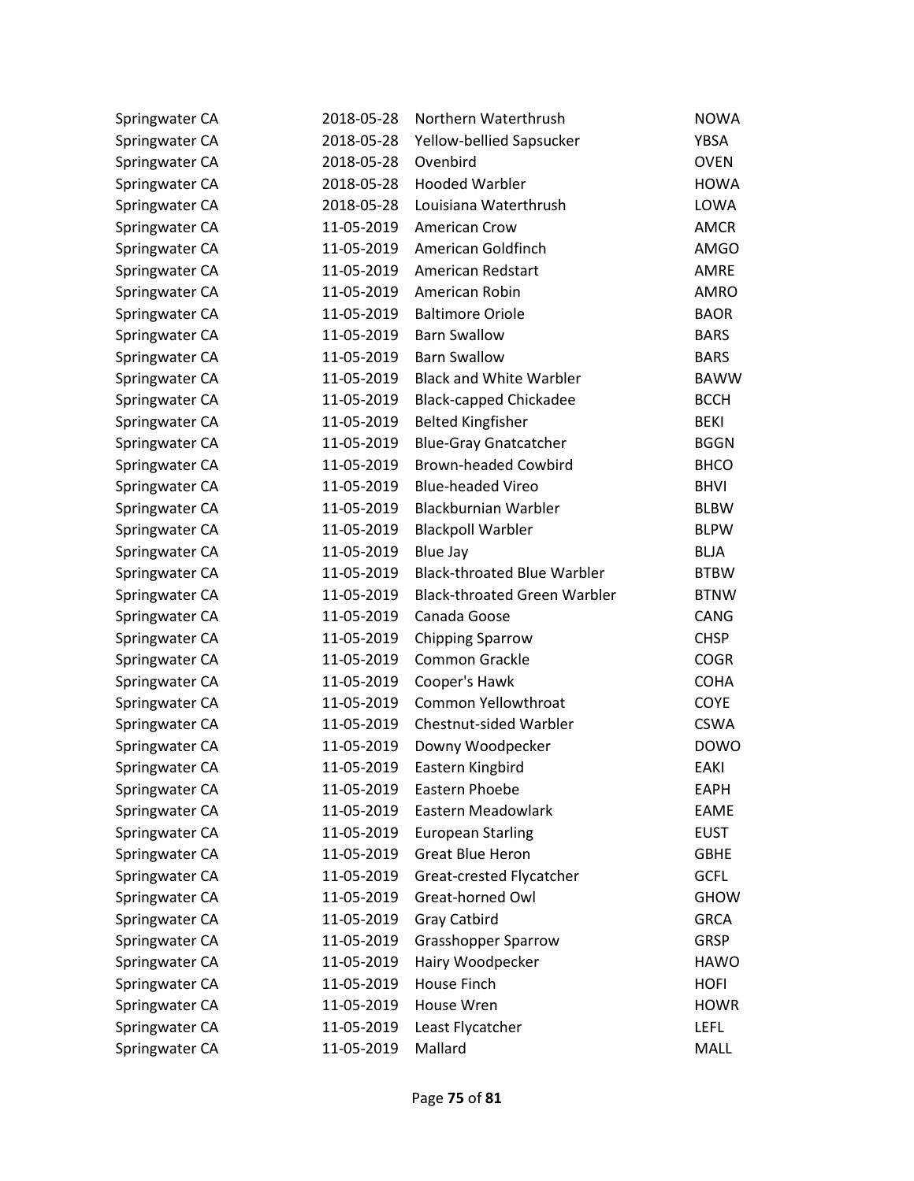| | | | |
|---|---|---|---|
| Springwater CA | 2018-05-28 | Northern Waterthrush | NOWA |
| Springwater CA | 2018-05-28 | Yellow-bellied Sapsucker | YBSA |
| Springwater CA | 2018-05-28 | Ovenbird | OVEN |
| Springwater CA | 2018-05-28 | Hooded Warbler | HOWA |
| Springwater CA | 2018-05-28 | Louisiana Waterthrush | LOWA |
| Springwater CA | 11-05-2019 | American Crow | AMCR |
| Springwater CA | 11-05-2019 | American Goldfinch | AMGO |
| Springwater CA | 11-05-2019 | American Redstart | AMRE |
| Springwater CA | 11-05-2019 | American Robin | AMRO |
| Springwater CA | 11-05-2019 | Baltimore Oriole | BAOR |
| Springwater CA | 11-05-2019 | Barn Swallow | BARS |
| Springwater CA | 11-05-2019 | Barn Swallow | BARS |
| Springwater CA | 11-05-2019 | Black and White Warbler | BAWW |
| Springwater CA | 11-05-2019 | Black-capped Chickadee | BCCH |
| Springwater CA | 11-05-2019 | Belted Kingfisher | BEKI |
| Springwater CA | 11-05-2019 | Blue-Gray Gnatcatcher | BGGN |
| Springwater CA | 11-05-2019 | Brown-headed Cowbird | BHCO |
| Springwater CA | 11-05-2019 | Blue-headed Vireo | BHVI |
| Springwater CA | 11-05-2019 | Blackburnian Warbler | BLBW |
| Springwater CA | 11-05-2019 | Blackpoll Warbler | BLPW |
| Springwater CA | 11-05-2019 | Blue Jay | BLJA |
| Springwater CA | 11-05-2019 | Black-throated Blue Warbler | BTBW |
| Springwater CA | 11-05-2019 | Black-throated Green Warbler | BTNW |
| Springwater CA | 11-05-2019 | Canada Goose | CANG |
| Springwater CA | 11-05-2019 | Chipping Sparrow | CHSP |
| Springwater CA | 11-05-2019 | Common Grackle | COGR |
| Springwater CA | 11-05-2019 | Cooper's Hawk | COHA |
| Springwater CA | 11-05-2019 | Common Yellowthroat | COYE |
| Springwater CA | 11-05-2019 | Chestnut-sided Warbler | CSWA |
| Springwater CA | 11-05-2019 | Downy Woodpecker | DOWO |
| Springwater CA | 11-05-2019 | Eastern Kingbird | EAKI |
| Springwater CA | 11-05-2019 | Eastern Phoebe | EAPH |
| Springwater CA | 11-05-2019 | Eastern Meadowlark | EAME |
| Springwater CA | 11-05-2019 | European Starling | EUST |
| Springwater CA | 11-05-2019 | Great Blue Heron | GBHE |
| Springwater CA | 11-05-2019 | Great-crested Flycatcher | GCFL |
| Springwater CA | 11-05-2019 | Great-horned Owl | GHOW |
| Springwater CA | 11-05-2019 | Gray Catbird | GRCA |
| Springwater CA | 11-05-2019 | Grasshopper Sparrow | GRSP |
| Springwater CA | 11-05-2019 | Hairy Woodpecker | HAWO |
| Springwater CA | 11-05-2019 | House Finch | HOFI |
| Springwater CA | 11-05-2019 | House Wren | HOWR |
| Springwater CA | 11-05-2019 | Least Flycatcher | LEFL |
| Springwater CA | 11-05-2019 | Mallard | MALL |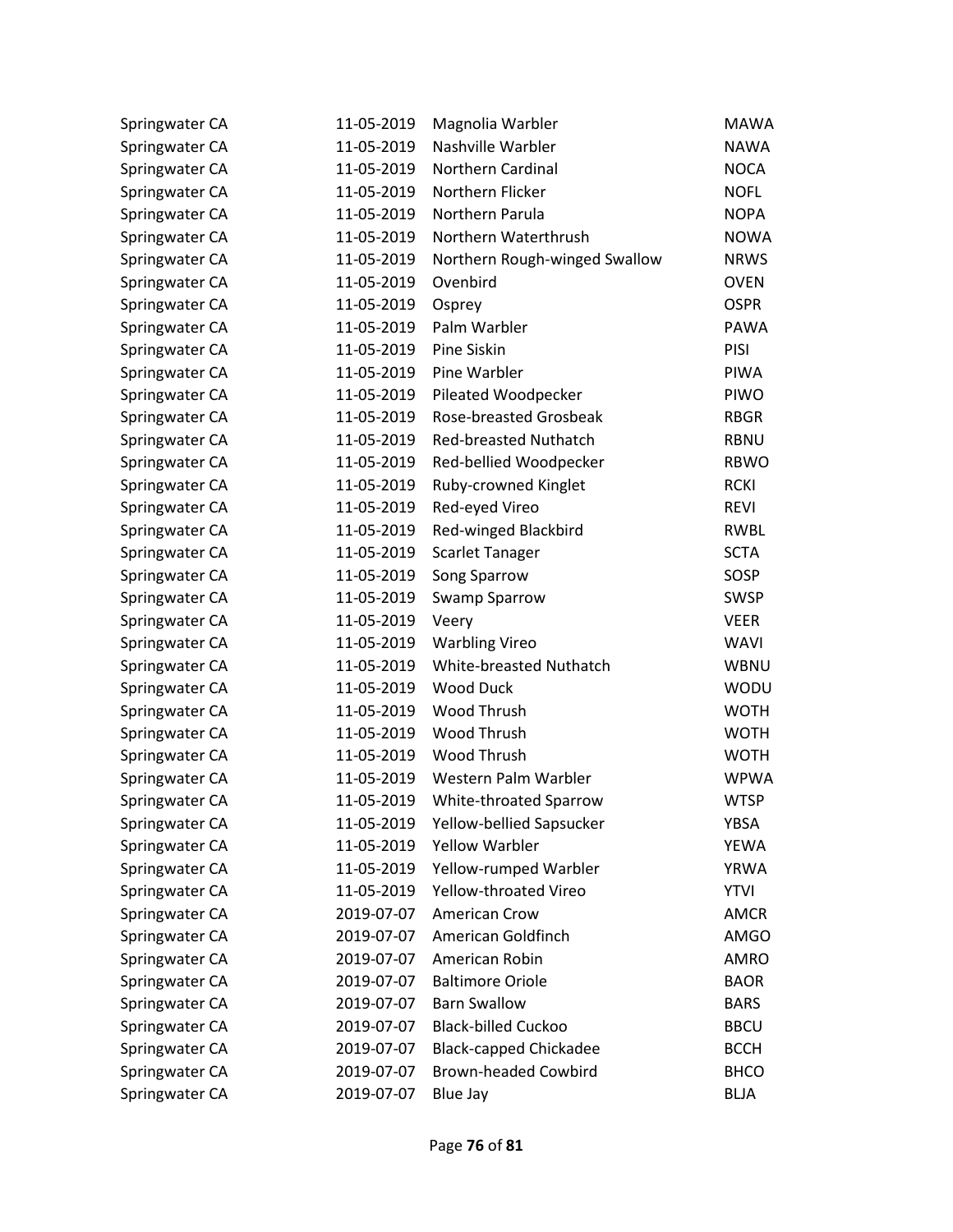| | | | |
|---|---|---|---|
| Springwater CA | 11-05-2019 | Magnolia Warbler | MAWA |
| Springwater CA | 11-05-2019 | Nashville Warbler | NAWA |
| Springwater CA | 11-05-2019 | Northern Cardinal | NOCA |
| Springwater CA | 11-05-2019 | Northern Flicker | NOFL |
| Springwater CA | 11-05-2019 | Northern Parula | NOPA |
| Springwater CA | 11-05-2019 | Northern Waterthrush | NOWA |
| Springwater CA | 11-05-2019 | Northern Rough-winged Swallow | NRWS |
| Springwater CA | 11-05-2019 | Ovenbird | OVEN |
| Springwater CA | 11-05-2019 | Osprey | OSPR |
| Springwater CA | 11-05-2019 | Palm Warbler | PAWA |
| Springwater CA | 11-05-2019 | Pine Siskin | PISI |
| Springwater CA | 11-05-2019 | Pine Warbler | PIWA |
| Springwater CA | 11-05-2019 | Pileated Woodpecker | PIWO |
| Springwater CA | 11-05-2019 | Rose-breasted Grosbeak | RBGR |
| Springwater CA | 11-05-2019 | Red-breasted Nuthatch | RBNU |
| Springwater CA | 11-05-2019 | Red-bellied Woodpecker | RBWO |
| Springwater CA | 11-05-2019 | Ruby-crowned Kinglet | RCKI |
| Springwater CA | 11-05-2019 | Red-eyed Vireo | REVI |
| Springwater CA | 11-05-2019 | Red-winged Blackbird | RWBL |
| Springwater CA | 11-05-2019 | Scarlet Tanager | SCTA |
| Springwater CA | 11-05-2019 | Song Sparrow | SOSP |
| Springwater CA | 11-05-2019 | Swamp Sparrow | SWSP |
| Springwater CA | 11-05-2019 | Veery | VEER |
| Springwater CA | 11-05-2019 | Warbling Vireo | WAVI |
| Springwater CA | 11-05-2019 | White-breasted Nuthatch | WBNU |
| Springwater CA | 11-05-2019 | Wood Duck | WODU |
| Springwater CA | 11-05-2019 | Wood Thrush | WOTH |
| Springwater CA | 11-05-2019 | Wood Thrush | WOTH |
| Springwater CA | 11-05-2019 | Wood Thrush | WOTH |
| Springwater CA | 11-05-2019 | Western Palm Warbler | WPWA |
| Springwater CA | 11-05-2019 | White-throated Sparrow | WTSP |
| Springwater CA | 11-05-2019 | Yellow-bellied Sapsucker | YBSA |
| Springwater CA | 11-05-2019 | Yellow Warbler | YEWA |
| Springwater CA | 11-05-2019 | Yellow-rumped Warbler | YRWA |
| Springwater CA | 11-05-2019 | Yellow-throated Vireo | YTVI |
| Springwater CA | 2019-07-07 | American Crow | AMCR |
| Springwater CA | 2019-07-07 | American Goldfinch | AMGO |
| Springwater CA | 2019-07-07 | American Robin | AMRO |
| Springwater CA | 2019-07-07 | Baltimore Oriole | BAOR |
| Springwater CA | 2019-07-07 | Barn Swallow | BARS |
| Springwater CA | 2019-07-07 | Black-billed Cuckoo | BBCU |
| Springwater CA | 2019-07-07 | Black-capped Chickadee | BCCH |
| Springwater CA | 2019-07-07 | Brown-headed Cowbird | BHCO |
| Springwater CA | 2019-07-07 | Blue Jay | BLJA |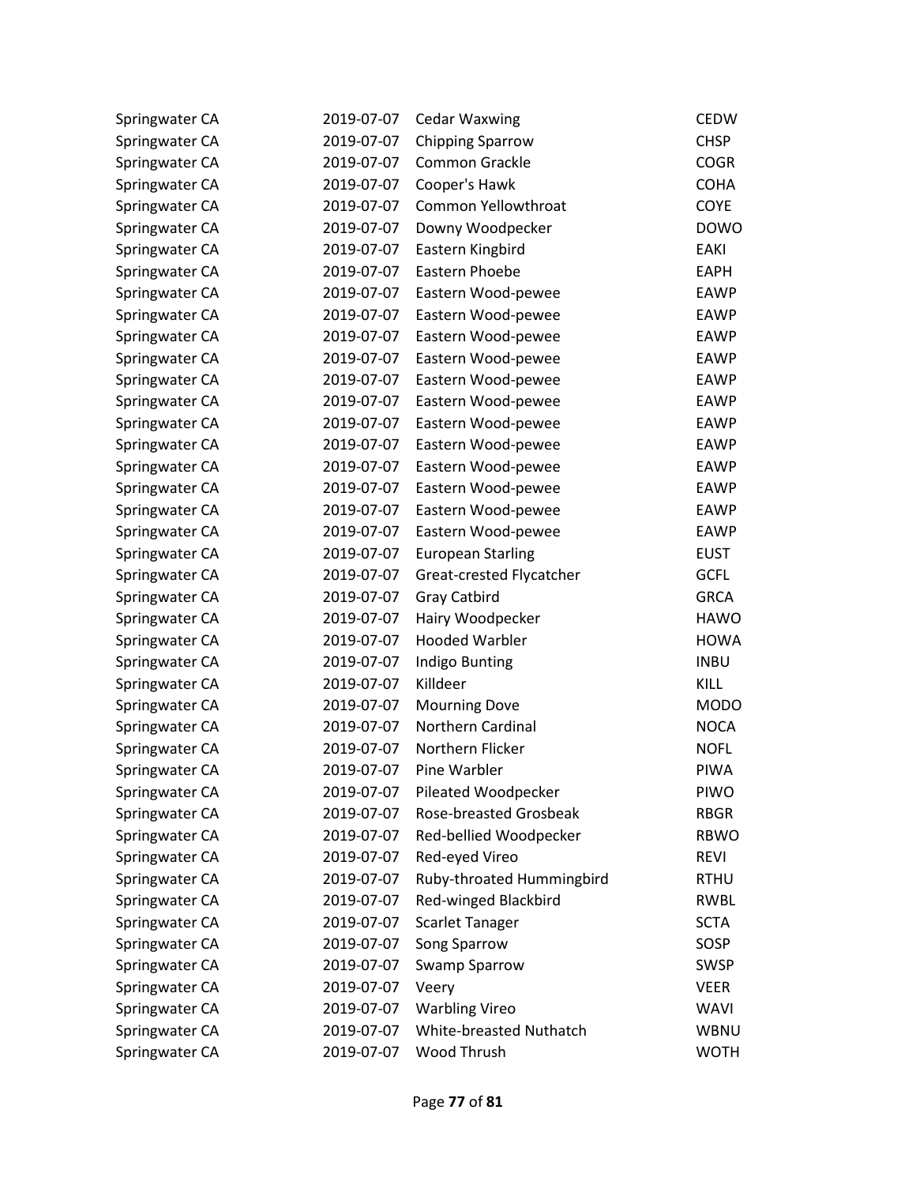| | | | |
|---|---|---|---|
| Springwater CA | 2019-07-07 | Cedar Waxwing | CEDW |
| Springwater CA | 2019-07-07 | Chipping Sparrow | CHSP |
| Springwater CA | 2019-07-07 | Common Grackle | COGR |
| Springwater CA | 2019-07-07 | Cooper's Hawk | COHA |
| Springwater CA | 2019-07-07 | Common Yellowthroat | COYE |
| Springwater CA | 2019-07-07 | Downy Woodpecker | DOWO |
| Springwater CA | 2019-07-07 | Eastern Kingbird | EAKI |
| Springwater CA | 2019-07-07 | Eastern Phoebe | EAPH |
| Springwater CA | 2019-07-07 | Eastern Wood-pewee | EAWP |
| Springwater CA | 2019-07-07 | Eastern Wood-pewee | EAWP |
| Springwater CA | 2019-07-07 | Eastern Wood-pewee | EAWP |
| Springwater CA | 2019-07-07 | Eastern Wood-pewee | EAWP |
| Springwater CA | 2019-07-07 | Eastern Wood-pewee | EAWP |
| Springwater CA | 2019-07-07 | Eastern Wood-pewee | EAWP |
| Springwater CA | 2019-07-07 | Eastern Wood-pewee | EAWP |
| Springwater CA | 2019-07-07 | Eastern Wood-pewee | EAWP |
| Springwater CA | 2019-07-07 | Eastern Wood-pewee | EAWP |
| Springwater CA | 2019-07-07 | Eastern Wood-pewee | EAWP |
| Springwater CA | 2019-07-07 | Eastern Wood-pewee | EAWP |
| Springwater CA | 2019-07-07 | Eastern Wood-pewee | EAWP |
| Springwater CA | 2019-07-07 | European Starling | EUST |
| Springwater CA | 2019-07-07 | Great-crested Flycatcher | GCFL |
| Springwater CA | 2019-07-07 | Gray Catbird | GRCA |
| Springwater CA | 2019-07-07 | Hairy Woodpecker | HAWO |
| Springwater CA | 2019-07-07 | Hooded Warbler | HOWA |
| Springwater CA | 2019-07-07 | Indigo Bunting | INBU |
| Springwater CA | 2019-07-07 | Killdeer | KILL |
| Springwater CA | 2019-07-07 | Mourning Dove | MODO |
| Springwater CA | 2019-07-07 | Northern Cardinal | NOCA |
| Springwater CA | 2019-07-07 | Northern Flicker | NOFL |
| Springwater CA | 2019-07-07 | Pine Warbler | PIWA |
| Springwater CA | 2019-07-07 | Pileated Woodpecker | PIWO |
| Springwater CA | 2019-07-07 | Rose-breasted Grosbeak | RBGR |
| Springwater CA | 2019-07-07 | Red-bellied Woodpecker | RBWO |
| Springwater CA | 2019-07-07 | Red-eyed Vireo | REVI |
| Springwater CA | 2019-07-07 | Ruby-throated Hummingbird | RTHU |
| Springwater CA | 2019-07-07 | Red-winged Blackbird | RWBL |
| Springwater CA | 2019-07-07 | Scarlet Tanager | SCTA |
| Springwater CA | 2019-07-07 | Song Sparrow | SOSP |
| Springwater CA | 2019-07-07 | Swamp Sparrow | SWSP |
| Springwater CA | 2019-07-07 | Veery | VEER |
| Springwater CA | 2019-07-07 | Warbling Vireo | WAVI |
| Springwater CA | 2019-07-07 | White-breasted Nuthatch | WBNU |
| Springwater CA | 2019-07-07 | Wood Thrush | WOTH |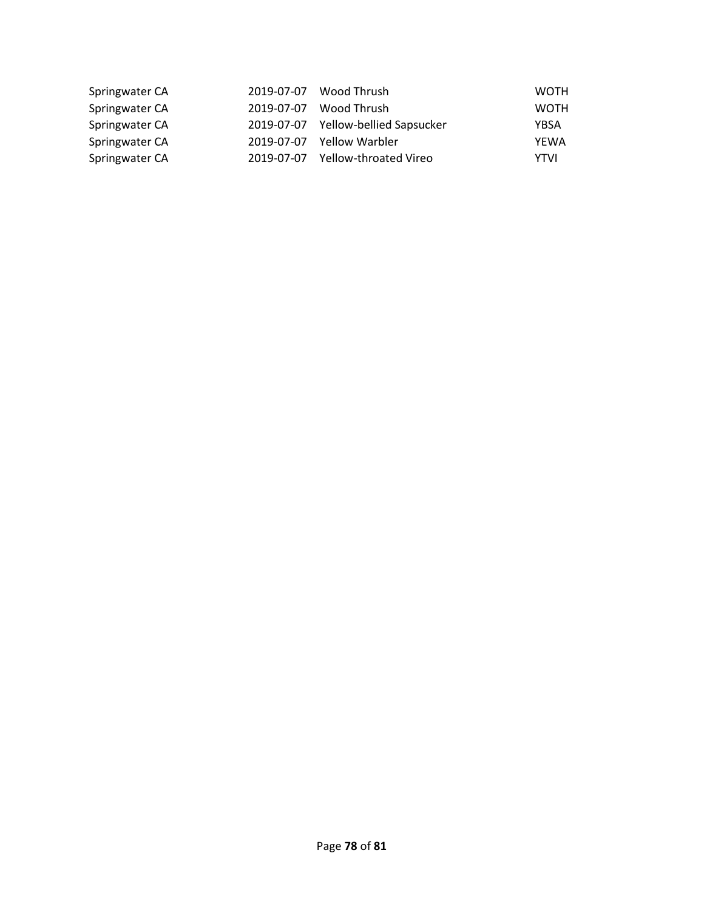| | | | |
|---|---|---|---|
| Springwater CA | 2019-07-07 | Wood Thrush | WOTH |
| Springwater CA | 2019-07-07 | Wood Thrush | WOTH |
| Springwater CA | 2019-07-07 | Yellow-bellied Sapsucker | YBSA |
| Springwater CA | 2019-07-07 | Yellow Warbler | YEWA |
| Springwater CA | 2019-07-07 | Yellow-throated Vireo | YTVI |